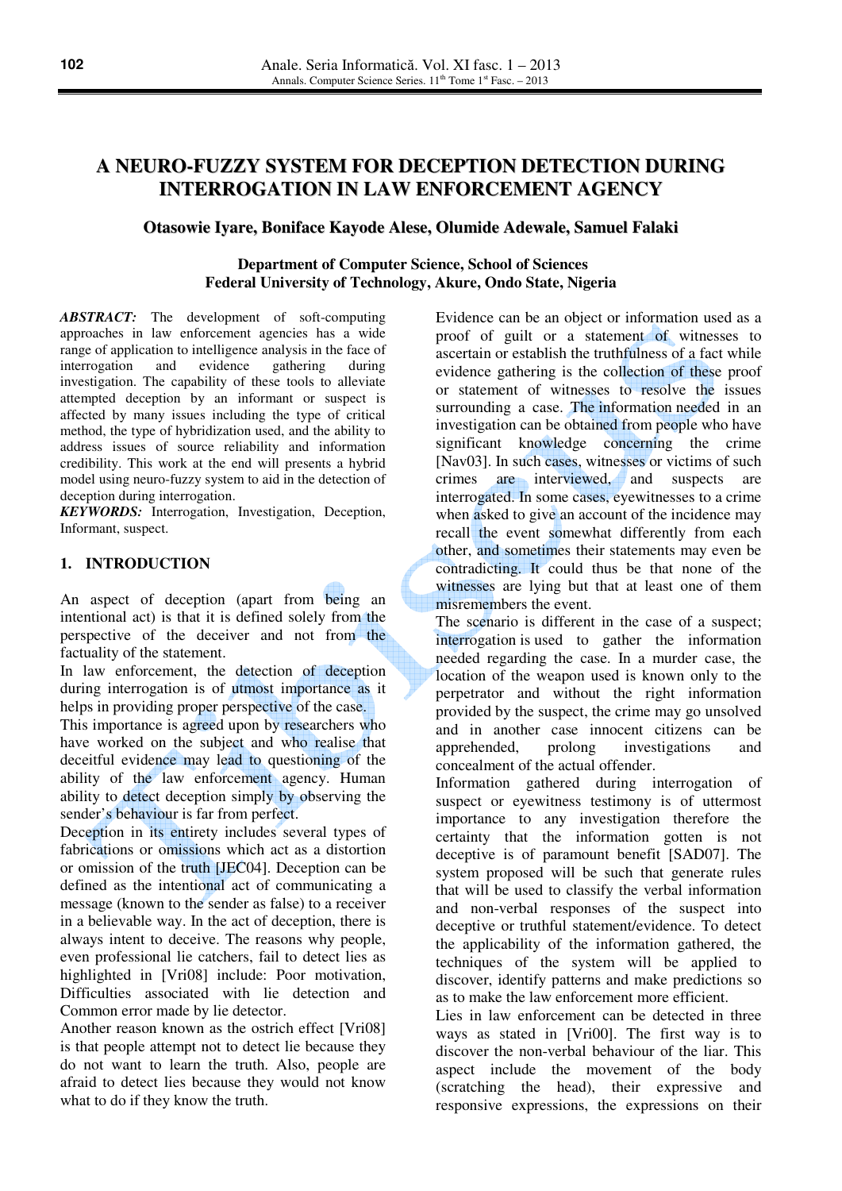# A NEURO-FUZZY SYSTEM FOR DECEPTION DETECTION DURING INTERROGATION IN LAW ENFORCEMENT AGENCY

**Otasowie Iyare, Boniface Kayode Alese, Olumide Adewale, Samuel Falaki**

**Department of Computer Science, School of Sciences**
**Federal University of Technology, Akure, Ondo State, Nigeria**

***ABSTRACT:*** The development of soft-computing approaches in law enforcement agencies has a wide range of application to intelligence analysis in the face of interrogation and evidence gathering during investigation. The capability of these tools to alleviate attempted deception by an informant or suspect is affected by many issues including the type of critical method, the type of hybridization used, and the ability to address issues of source reliability and information credibility. This work at the end will presents a hybrid model using neuro-fuzzy system to aid in the detection of deception during interrogation.

***KEYWORDS:*** Interrogation, Investigation, Deception, Informant, suspect.

## 1. INTRODUCTION

An aspect of deception (apart from being an intentional act) is that it is defined solely from the perspective of the deceiver and not from the factuality of the statement.

In law enforcement, the detection of deception during interrogation is of utmost importance as it helps in providing proper perspective of the case.

This importance is agreed upon by researchers who have worked on the subject and who realise that deceitful evidence may lead to questioning of the ability of the law enforcement agency. Human ability to detect deception simply by observing the sender's behaviour is far from perfect.

Deception in its entirety includes several types of fabrications or omissions which act as a distortion or omission of the truth [JEC04]. Deception can be defined as the intentional act of communicating a message (known to the sender as false) to a receiver in a believable way. In the act of deception, there is always intent to deceive. The reasons why people, even professional lie catchers, fail to detect lies as highlighted in [Vri08] include: Poor motivation, Difficulties associated with lie detection and Common error made by lie detector.

Another reason known as the ostrich effect [Vri08] is that people attempt not to detect lie because they do not want to learn the truth. Also, people are afraid to detect lies because they would not know what to do if they know the truth.

Evidence can be an object or information used as a proof of guilt or a statement of witnesses to ascertain or establish the truthfulness of a fact while evidence gathering is the collection of these proof or statement of witnesses to resolve the issues surrounding a case. The information needed in an investigation can be obtained from people who have significant knowledge concerning the crime [Nav03]. In such cases, witnesses or victims of such crimes are interviewed, and suspects are interrogated. In some cases, eyewitnesses to a crime when asked to give an account of the incidence may recall the event somewhat differently from each other, and sometimes their statements may even be contradicting. It could thus be that none of the witnesses are lying but that at least one of them misremembers the event.

The scenario is different in the case of a suspect; interrogation is used to gather the information needed regarding the case. In a murder case, the location of the weapon used is known only to the perpetrator and without the right information provided by the suspect, the crime may go unsolved and in another case innocent citizens can be apprehended, prolong investigations and concealment of the actual offender.

Information gathered during interrogation of suspect or eyewitness testimony is of uttermost importance to any investigation therefore the certainty that the information gotten is not deceptive is of paramount benefit [SAD07]. The system proposed will be such that generate rules that will be used to classify the verbal information and non-verbal responses of the suspect into deceptive or truthful statement/evidence. To detect the applicability of the information gathered, the techniques of the system will be applied to discover, identify patterns and make predictions so as to make the law enforcement more efficient.

Lies in law enforcement can be detected in three ways as stated in [Vri00]. The first way is to discover the non-verbal behaviour of the liar. This aspect include the movement of the body (scratching the head), their expressive and responsive expressions, the expressions on their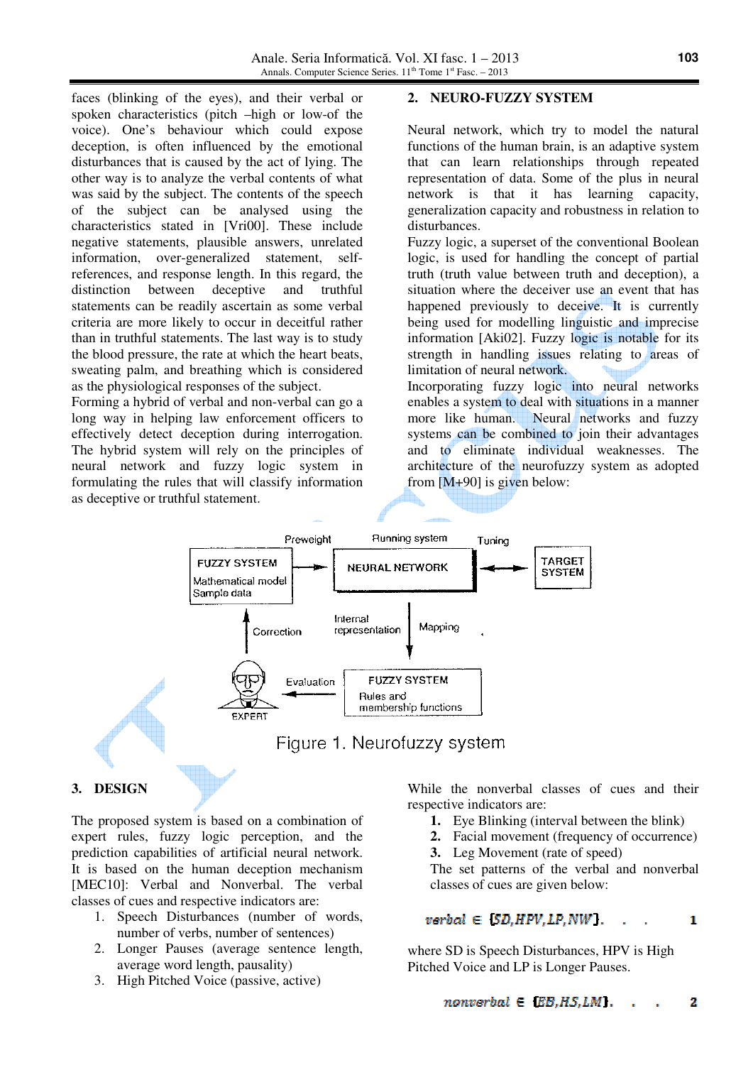faces (blinking of the eyes), and their verbal or spoken characteristics (pitch –high or low-of the voice). One's behaviour which could expose deception, is often influenced by the emotional disturbances that is caused by the act of lying. The other way is to analyze the verbal contents of what was said by the subject. The contents of the speech of the subject can be analysed using the characteristics stated in [Vri00]. These include negative statements, plausible answers, unrelated information, over-generalized statement, self-references, and response length. In this regard, the distinction between deceptive and truthful statements can be readily ascertain as some verbal criteria are more likely to occur in deceitful rather than in truthful statements. The last way is to study the blood pressure, the rate at which the heart beats, sweating palm, and breathing which is considered as the physiological responses of the subject.

Forming a hybrid of verbal and non-verbal can go a long way in helping law enforcement officers to effectively detect deception during interrogation. The hybrid system will rely on the principles of neural network and fuzzy logic system in formulating the rules that will classify information as deceptive or truthful statement.

## 2. NEURO-FUZZY SYSTEM

Neural network, which try to model the natural functions of the human brain, is an adaptive system that can learn relationships through repeated representation of data. Some of the plus in neural network is that it has learning capacity, generalization capacity and robustness in relation to disturbances.

Fuzzy logic, a superset of the conventional Boolean logic, is used for handling the concept of partial truth (truth value between truth and deception), a situation where the deceiver use an event that has happened previously to deceive. It is currently being used for modelling linguistic and imprecise information [Aki02]. Fuzzy logic is notable for its strength in handling issues relating to areas of limitation of neural network.

Incorporating fuzzy logic into neural networks enables a system to deal with situations in a manner more like human. Neural networks and fuzzy systems can be combined to join their advantages and to eliminate individual weaknesses. The architecture of the neurofuzzy system as adopted from [M+90] is given below:

Figure 1. Neurofuzzy system

## 3. DESIGN

The proposed system is based on a combination of expert rules, fuzzy logic perception, and the prediction capabilities of artificial neural network. It is based on the human deception mechanism [MEC10]: Verbal and Nonverbal. The verbal classes of cues and respective indicators are:

1. Speech Disturbances (number of words, number of verbs, number of sentences)
2. Longer Pauses (average sentence length, average word length, pausality)
3. High Pitched Voice (passive, active)

While the nonverbal classes of cues and their respective indicators are:

1. **Eye Blinking** (interval between the blink)
2. **Facial movement** (frequency of occurrence)
3. **Leg Movement** (rate of speed)

The set patterns of the verbal and nonverbal classes of cues are given below:

$$verbal \in \{SD, HPV, LP, NW\}. \quad . \quad . \qquad 1$$

where SD is Speech Disturbances, HPV is High Pitched Voice and LP is Longer Pauses.

$$nonverbal \in \{EB, HS, LM\}. \quad . \quad . \qquad 2$$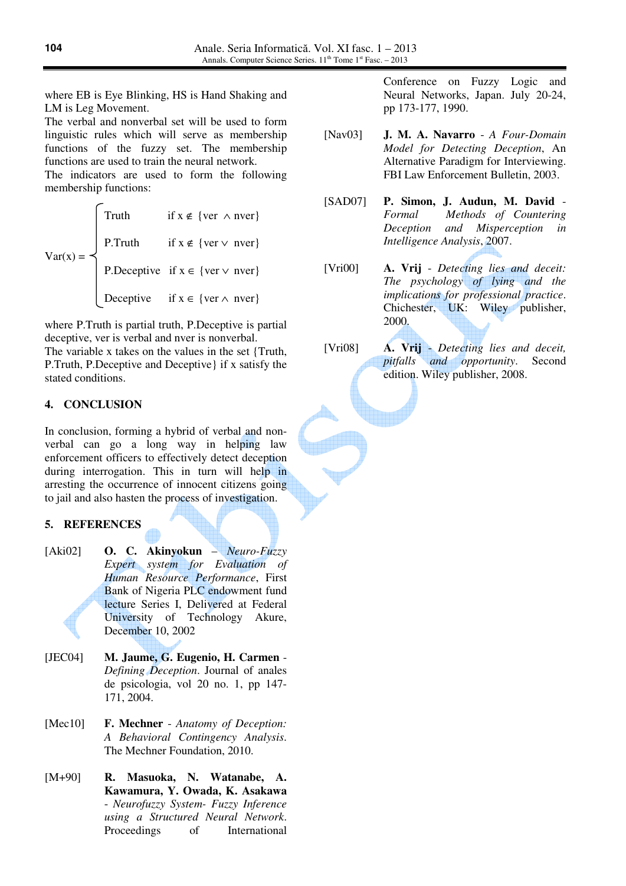where EB is Eye Blinking, HS is Hand Shaking and LM is Leg Movement.

The verbal and nonverbal set will be used to form linguistic rules which will serve as membership functions of the fuzzy set. The membership functions are used to train the neural network.

The indicators are used to form the following membership functions:

$$\text{Var}(x) = \begin{cases} \text{Truth} & \text{if } x \notin \{\text{ver} \wedge \text{nver}\} \\ \text{P.Truth} & \text{if } x \notin \{\text{ver} \vee \text{nver}\} \\ \text{P.Deceptive} & \text{if } x \in \{\text{ver} \vee \text{nver}\} \\ \text{Deceptive} & \text{if } x \in \{\text{ver} \wedge \text{nver}\} \end{cases}$$

where P.Truth is partial truth, P.Deceptive is partial deceptive, ver is verbal and nver is nonverbal.

The variable x takes on the values in the set {Truth, P.Truth, P.Deceptive and Deceptive} if x satisfy the stated conditions.

## 4. CONCLUSION

In conclusion, forming a hybrid of verbal and non-verbal can go a long way in helping law enforcement officers to effectively detect deception during interrogation. This in turn will help in arresting the occurrence of innocent citizens going to jail and also hasten the process of investigation.

## 5. REFERENCES

[Aki02] **O. C. Akinyokun** – *Neuro-Fuzzy Expert system for Evaluation of Human Resource Performance*, First Bank of Nigeria PLC endowment fund lecture Series I, Delivered at Federal University of Technology Akure, December 10, 2002

[JEC04] **M. Jaume, G. Eugenio, H. Carmen** - *Defining Deception*. Journal of anales de psicologia, vol 20 no. 1, pp 147-171, 2004.

[Mec10] **F. Mechner** - *Anatomy of Deception: A Behavioral Contingency Analysis*. The Mechner Foundation, 2010.

[M+90] **R. Masuoka, N. Watanabe, A. Kawamura, Y. Owada, K. Asakawa** - *Neurofuzzy System- Fuzzy Inference using a Structured Neural Network*. Proceedings of International Conference on Fuzzy Logic and Neural Networks, Japan. July 20-24, pp 173-177, 1990.

[Nav03] **J. M. A. Navarro** - *A Four-Domain Model for Detecting Deception*, An Alternative Paradigm for Interviewing. FBI Law Enforcement Bulletin, 2003.

[SAD07] **P. Simon, J. Audun, M. David** - *Formal Methods of Countering Deception and Misperception in Intelligence Analysis*, 2007.

[Vri00] **A. Vrij** - *Detecting lies and deceit: The psychology of lying and the implications for professional practice*. Chichester, UK: Wiley publisher, 2000.

[Vri08] **A. Vrij** - *Detecting lies and deceit, pitfalls and opportunity*. Second edition. Wiley publisher, 2008.